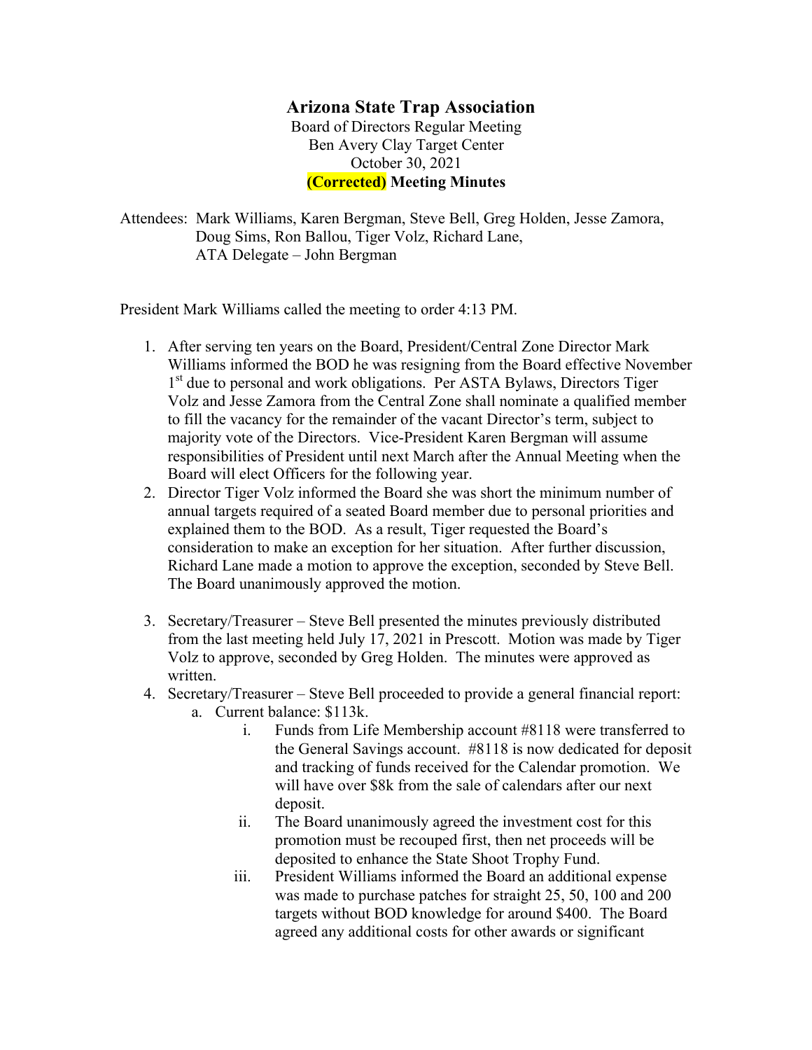# Arizona State Trap Association

Board of Directors Regular Meeting
Ben Avery Clay Target Center
October 30, 2021
**(Corrected) Meeting Minutes**

Attendees: Mark Williams, Karen Bergman, Steve Bell, Greg Holden, Jesse Zamora, Doug Sims, Ron Ballou, Tiger Volz, Richard Lane, ATA Delegate – John Bergman

President Mark Williams called the meeting to order 4:13 PM.

1. After serving ten years on the Board, President/Central Zone Director Mark Williams informed the BOD he was resigning from the Board effective November 1st due to personal and work obligations. Per ASTA Bylaws, Directors Tiger Volz and Jesse Zamora from the Central Zone shall nominate a qualified member to fill the vacancy for the remainder of the vacant Director's term, subject to majority vote of the Directors. Vice-President Karen Bergman will assume responsibilities of President until next March after the Annual Meeting when the Board will elect Officers for the following year.
2. Director Tiger Volz informed the Board she was short the minimum number of annual targets required of a seated Board member due to personal priorities and explained them to the BOD. As a result, Tiger requested the Board's consideration to make an exception for her situation. After further discussion, Richard Lane made a motion to approve the exception, seconded by Steve Bell. The Board unanimously approved the motion.
3. Secretary/Treasurer – Steve Bell presented the minutes previously distributed from the last meeting held July 17, 2021 in Prescott. Motion was made by Tiger Volz to approve, seconded by Greg Holden. The minutes were approved as written.
4. Secretary/Treasurer – Steve Bell proceeded to provide a general financial report:
   a. Current balance: $113k.
      i. Funds from Life Membership account #8118 were transferred to the General Savings account. #8118 is now dedicated for deposit and tracking of funds received for the Calendar promotion. We will have over $8k from the sale of calendars after our next deposit.
      ii. The Board unanimously agreed the investment cost for this promotion must be recouped first, then net proceeds will be deposited to enhance the State Shoot Trophy Fund.
      iii. President Williams informed the Board an additional expense was made to purchase patches for straight 25, 50, 100 and 200 targets without BOD knowledge for around $400. The Board agreed any additional costs for other awards or significant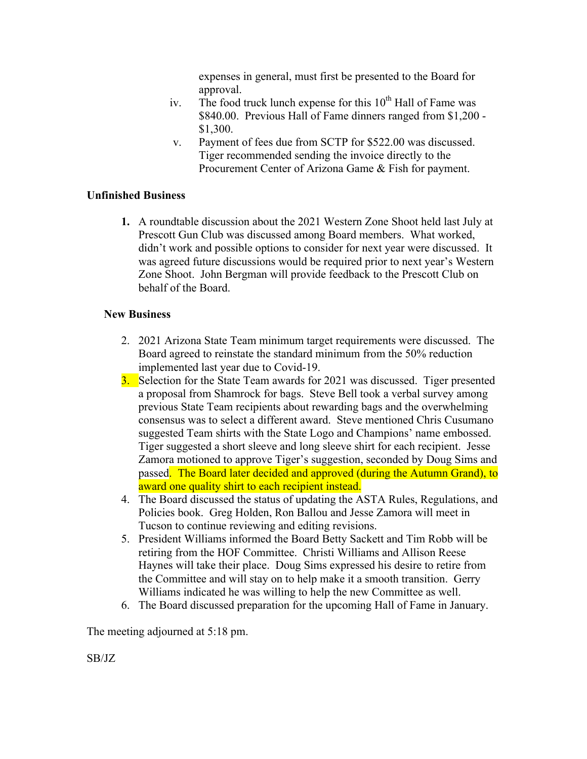expenses in general, must first be presented to the Board for approval.

iv. The food truck lunch expense for this 10th Hall of Fame was $840.00. Previous Hall of Fame dinners ranged from $1,200 - $1,300.

v. Payment of fees due from SCTP for $522.00 was discussed. Tiger recommended sending the invoice directly to the Procurement Center of Arizona Game & Fish for payment.

**Unfinished Business**

1. A roundtable discussion about the 2021 Western Zone Shoot held last July at Prescott Gun Club was discussed among Board members. What worked, didn't work and possible options to consider for next year were discussed. It was agreed future discussions would be required prior to next year's Western Zone Shoot. John Bergman will provide feedback to the Prescott Club on behalf of the Board.

**New Business**

2. 2021 Arizona State Team minimum target requirements were discussed. The Board agreed to reinstate the standard minimum from the 50% reduction implemented last year due to Covid-19.
3. Selection for the State Team awards for 2021 was discussed. Tiger presented a proposal from Shamrock for bags. Steve Bell took a verbal survey among previous State Team recipients about rewarding bags and the overwhelming consensus was to select a different award. Steve mentioned Chris Cusumano suggested Team shirts with the State Logo and Champions' name embossed. Tiger suggested a short sleeve and long sleeve shirt for each recipient. Jesse Zamora motioned to approve Tiger's suggestion, seconded by Doug Sims and passed. The Board later decided and approved (during the Autumn Grand), to award one quality shirt to each recipient instead.
4. The Board discussed the status of updating the ASTA Rules, Regulations, and Policies book. Greg Holden, Ron Ballou and Jesse Zamora will meet in Tucson to continue reviewing and editing revisions.
5. President Williams informed the Board Betty Sackett and Tim Robb will be retiring from the HOF Committee. Christi Williams and Allison Reese Haynes will take their place. Doug Sims expressed his desire to retire from the Committee and will stay on to help make it a smooth transition. Gerry Williams indicated he was willing to help the new Committee as well.
6. The Board discussed preparation for the upcoming Hall of Fame in January.

The meeting adjourned at 5:18 pm.

SB/JZ